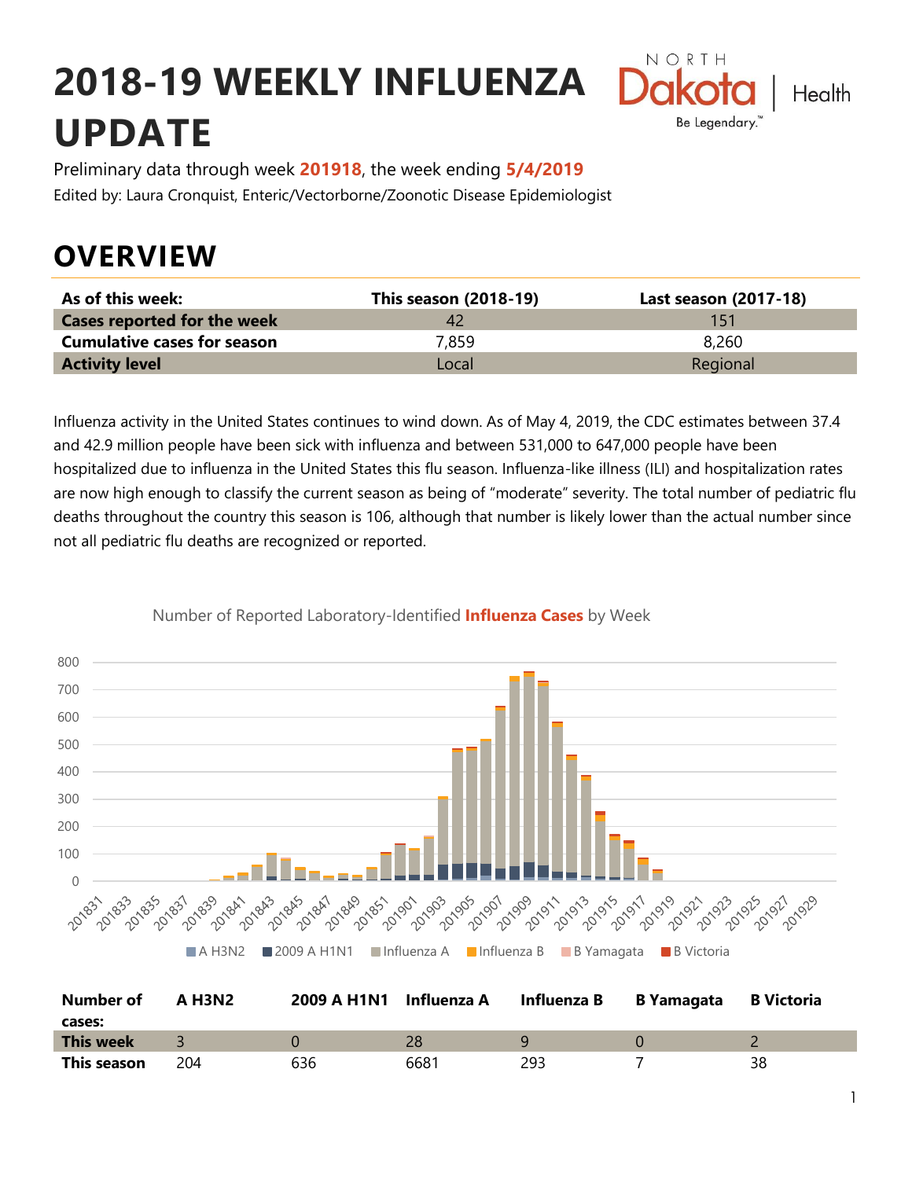# 2018-19 WEEKLY INFLUENZA UPDATE

Preliminary data through week **201918**, the week ending **5/4/2019**

Edited by: Laura Cronquist, Enteric/Vectorborne/Zoonotic Disease Epidemiologist

## OVERVIEW

| As of this week: | This season (2018-19) | Last season (2017-18) |
|---|---|---|
| **Cases reported for the week** | 42 | 151 |
| **Cumulative cases for season** | 7,859 | 8,260 |
| **Activity level** | Local | Regional |

Influenza activity in the United States continues to wind down. As of May 4, 2019, the CDC estimates between 37.4 and 42.9 million people have been sick with influenza and between 531,000 to 647,000 people have been hospitalized due to influenza in the United States this flu season. Influenza-like illness (ILI) and hospitalization rates are now high enough to classify the current season as being of "moderate" severity. The total number of pediatric flu deaths throughout the country this season is 106, although that number is likely lower than the actual number since not all pediatric flu deaths are recognized or reported.

Number of Reported Laboratory-Identified **Influenza Cases** by Week

| Number of cases: | A H3N2 | 2009 A H1N1 | Influenza A | Influenza B | B Yamagata | B Victoria |
|---|---|---|---|---|---|---|
| **This week** | 3 | 0 | 28 | 9 | 0 | 2 |
| **This season** | 204 | 636 | 6681 | 293 | 7 | 38 |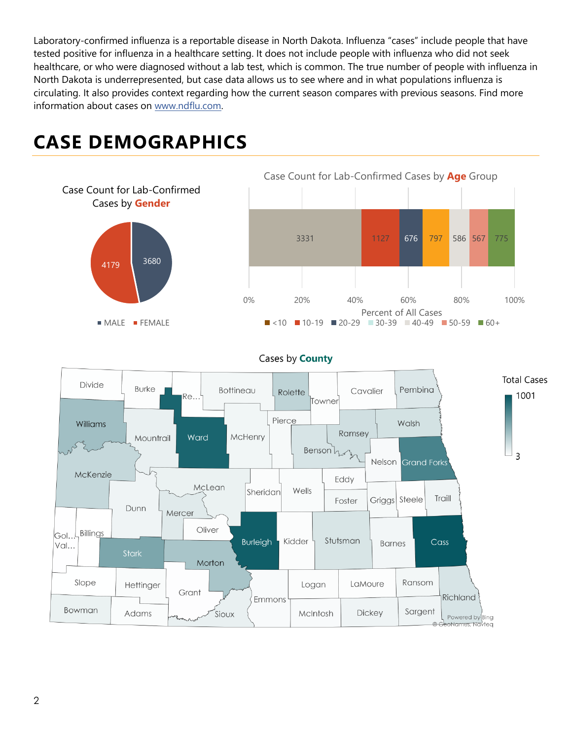Laboratory-confirmed influenza is a reportable disease in North Dakota. Influenza "cases" include people that have tested positive for influenza in a healthcare setting. It does not include people with influenza who did not seek healthcare, or who were diagnosed without a lab test, which is common. The true number of people with influenza in North Dakota is underrepresented, but case data allows us to see where and in what populations influenza is circulating. It also provides context regarding how the current season compares with previous seasons. Find more information about cases on [www.ndflu.com](http://www.ndflu.com).

# CASE DEMOGRAPHICS

Case Count for Lab-Confirmed Cases by **Gender**

| Gender | Cases |
| --- | --- |
| MALE | 3680 |
| FEMALE | 4179 |

Case Count for Lab-Confirmed Cases by **Age** Group

| Age Group | Cases |
| --- | --- |
| <10 | 3331 |
| 10-19 | 1127 |
| 20-29 | 676 |
| 30-39 | 797 |
| 40-49 | 586 |
| 50-59 | 567 |
| 60+ | 775 |

Percent of All Cases

Cases by **County**

Total Cases: 3 – 1001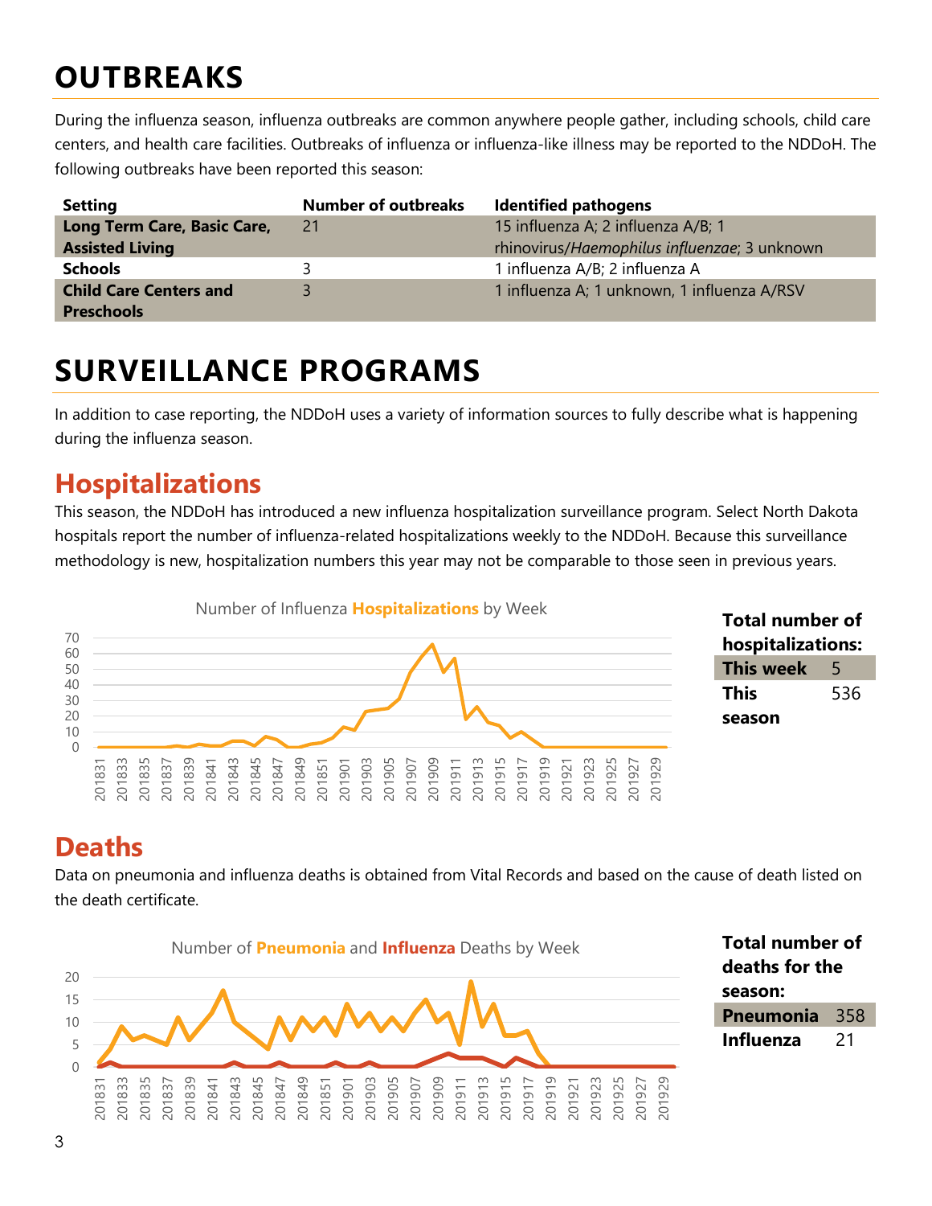# OUTBREAKS

During the influenza season, influenza outbreaks are common anywhere people gather, including schools, child care centers, and health care facilities. Outbreaks of influenza or influenza-like illness may be reported to the NDDoH. The following outbreaks have been reported this season:

| Setting | Number of outbreaks | Identified pathogens |
|---|---|---|
| **Long Term Care, Basic Care, Assisted Living** | 21 | 15 influenza A; 2 influenza A/B; 1 rhinovirus/*Haemophilus influenzae*; 3 unknown |
| **Schools** | 3 | 1 influenza A/B; 2 influenza A |
| **Child Care Centers and Preschools** | 3 | 1 influenza A; 1 unknown, 1 influenza A/RSV |

# SURVEILLANCE PROGRAMS

In addition to case reporting, the NDDoH uses a variety of information sources to fully describe what is happening during the influenza season.

## Hospitalizations

This season, the NDDoH has introduced a new influenza hospitalization surveillance program. Select North Dakota hospitals report the number of influenza-related hospitalizations weekly to the NDDoH. Because this surveillance methodology is new, hospitalization numbers this year may not be comparable to those seen in previous years.

Number of Influenza **Hospitalizations** by Week

| Total number of hospitalizations: | |
|---|---|
| **This week** | 5 |
| **This season** | 536 |

## Deaths

Data on pneumonia and influenza deaths is obtained from Vital Records and based on the cause of death listed on the death certificate.

Number of **Pneumonia** and **Influenza** Deaths by Week

| Total number of deaths for the season: | |
|---|---|
| **Pneumonia** | 358 |
| **Influenza** | 21 |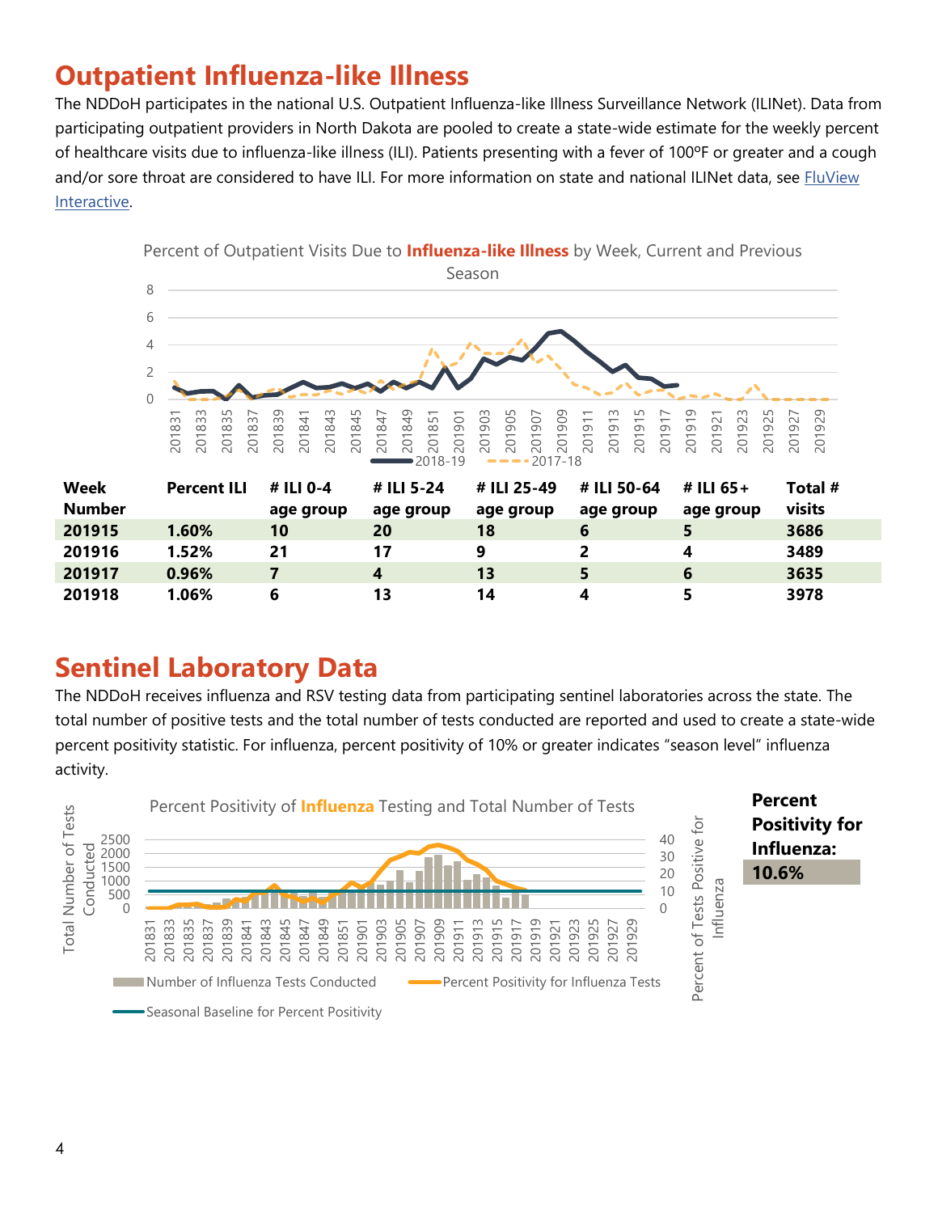## Outpatient Influenza-like Illness

The NDDoH participates in the national U.S. Outpatient Influenza-like Illness Surveillance Network (ILINet). Data from participating outpatient providers in North Dakota are pooled to create a state-wide estimate for the weekly percent of healthcare visits due to influenza-like illness (ILI). Patients presenting with a fever of 100ºF or greater and a cough and/or sore throat are considered to have ILI. For more information on state and national ILINet data, see FluView Interactive.

Percent of Outpatient Visits Due to **Influenza-like Illness** by Week, Current and Previous Season

| Week Number | Percent ILI | # ILI 0-4 age group | # ILI 5-24 age group | # ILI 25-49 age group | # ILI 50-64 age group | # ILI 65+ age group | Total # visits |
|---|---|---|---|---|---|---|---|
| **201915** | **1.60%** | **10** | **20** | **18** | **6** | **5** | **3686** |
| **201916** | **1.52%** | **21** | **17** | **9** | **2** | **4** | **3489** |
| **201917** | **0.96%** | **7** | **4** | **13** | **5** | **6** | **3635** |
| **201918** | **1.06%** | **6** | **13** | **14** | **4** | **5** | **3978** |

## Sentinel Laboratory Data

The NDDoH receives influenza and RSV testing data from participating sentinel laboratories across the state. The total number of positive tests and the total number of tests conducted are reported and used to create a state-wide percent positivity statistic. For influenza, percent positivity of 10% or greater indicates "season level" influenza activity.

Percent Positivity of **Influenza** Testing and Total Number of Tests

**Percent Positivity for Influenza:** **10.6%**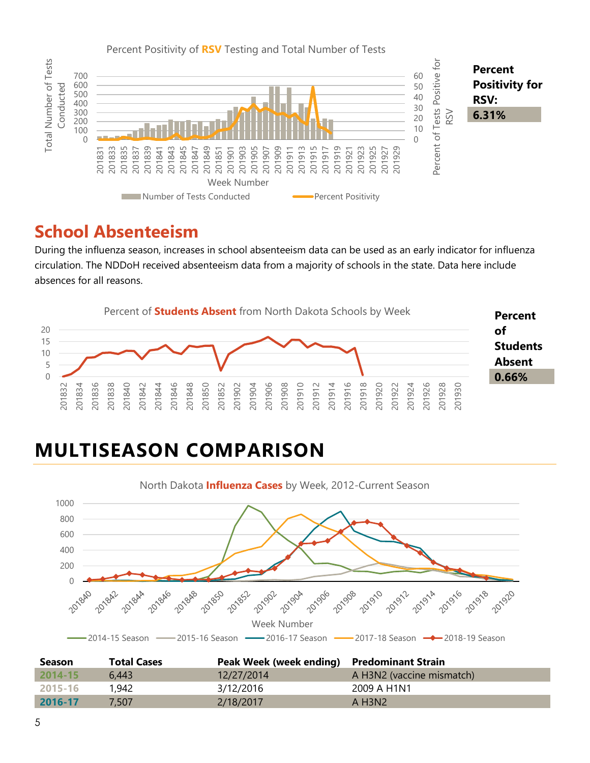Percent Positivity of RSV Testing and Total Number of Tests

**Percent Positivity for RSV: 6.31%**

## School Absenteeism

During the influenza season, increases in school absenteeism data can be used as an early indicator for influenza circulation. The NDDoH received absenteeism data from a majority of schools in the state. Data here include absences for all reasons.

Percent of Students Absent from North Dakota Schools by Week

**Percent of Students Absent 0.66%**

# MULTISEASON COMPARISON

North Dakota Influenza Cases by Week, 2012-Current Season

| Season | Total Cases | Peak Week (week ending) | Predominant Strain |
|---|---|---|---|
| 2014-15 | 6,443 | 12/27/2014 | A H3N2 (vaccine mismatch) |
| 2015-16 | 1,942 | 3/12/2016 | 2009 A H1N1 |
| 2016-17 | 7,507 | 2/18/2017 | A H3N2 |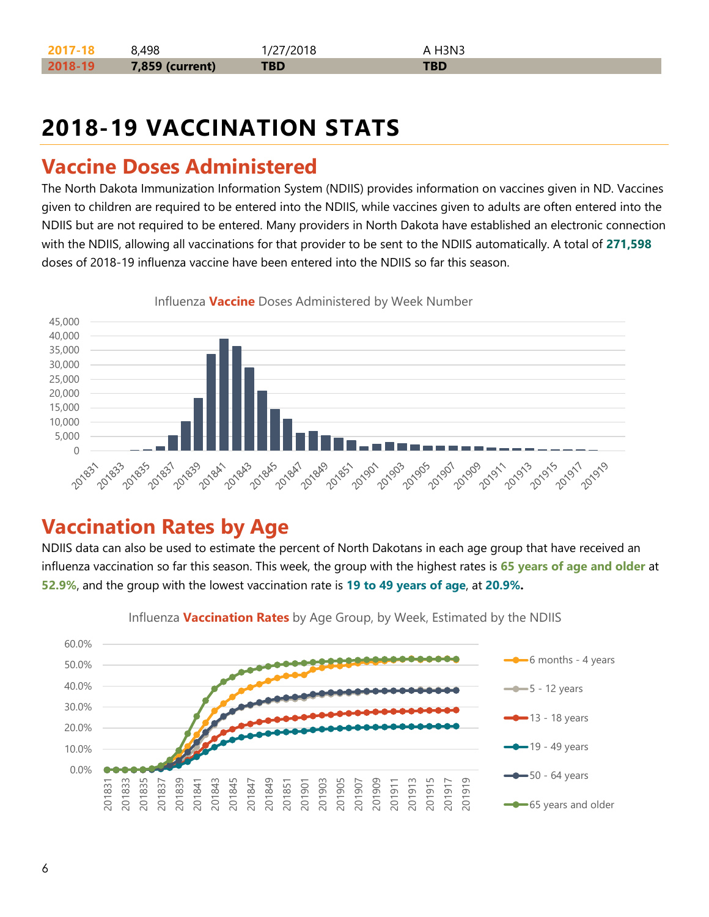| | | | |
|---|---|---|---|
| 2017-18 | 8,498 | 1/27/2018 | A H3N3 |
| **2018-19** | **7,859 (current)** | **TBD** | **TBD** |

# 2018-19 VACCINATION STATS

## Vaccine Doses Administered

The North Dakota Immunization Information System (NDIIS) provides information on vaccines given in ND. Vaccines given to children are required to be entered into the NDIIS, while vaccines given to adults are often entered into the NDIIS but are not required to be entered. Many providers in North Dakota have established an electronic connection with the NDIIS, allowing all vaccinations for that provider to be sent to the NDIIS automatically. A total of **271,598** doses of 2018-19 influenza vaccine have been entered into the NDIIS so far this season.

Influenza **Vaccine** Doses Administered by Week Number

45,000
40,000
35,000
30,000
25,000
20,000
15,000
10,000
5,000
0

201831 201833 201835 201837 201839 201841 201843 201845 201847 201849 201851 201901 201903 201905 201907 201909 201911 201913 201915 201917 201919

## Vaccination Rates by Age

NDIIS data can also be used to estimate the percent of North Dakotans in each age group that have received an influenza vaccination so far this season. This week, the group with the highest rates is **65 years of age and older** at **52.9%**, and the group with the lowest vaccination rate is **19 to 49 years of age**, at **20.9%.**

Influenza **Vaccination Rates** by Age Group, by Week, Estimated by the NDIIS

60.0%
50.0%
40.0%
30.0%
20.0%
10.0%
0.0%

201831 201833 201835 201837 201839 201841 201843 201845 201847 201849 201851 201901 201903 201905 201907 201909 201911 201913 201915 201917 201919

6 months - 4 years
5 - 12 years
13 - 18 years
19 - 49 years
50 - 64 years
65 years and older